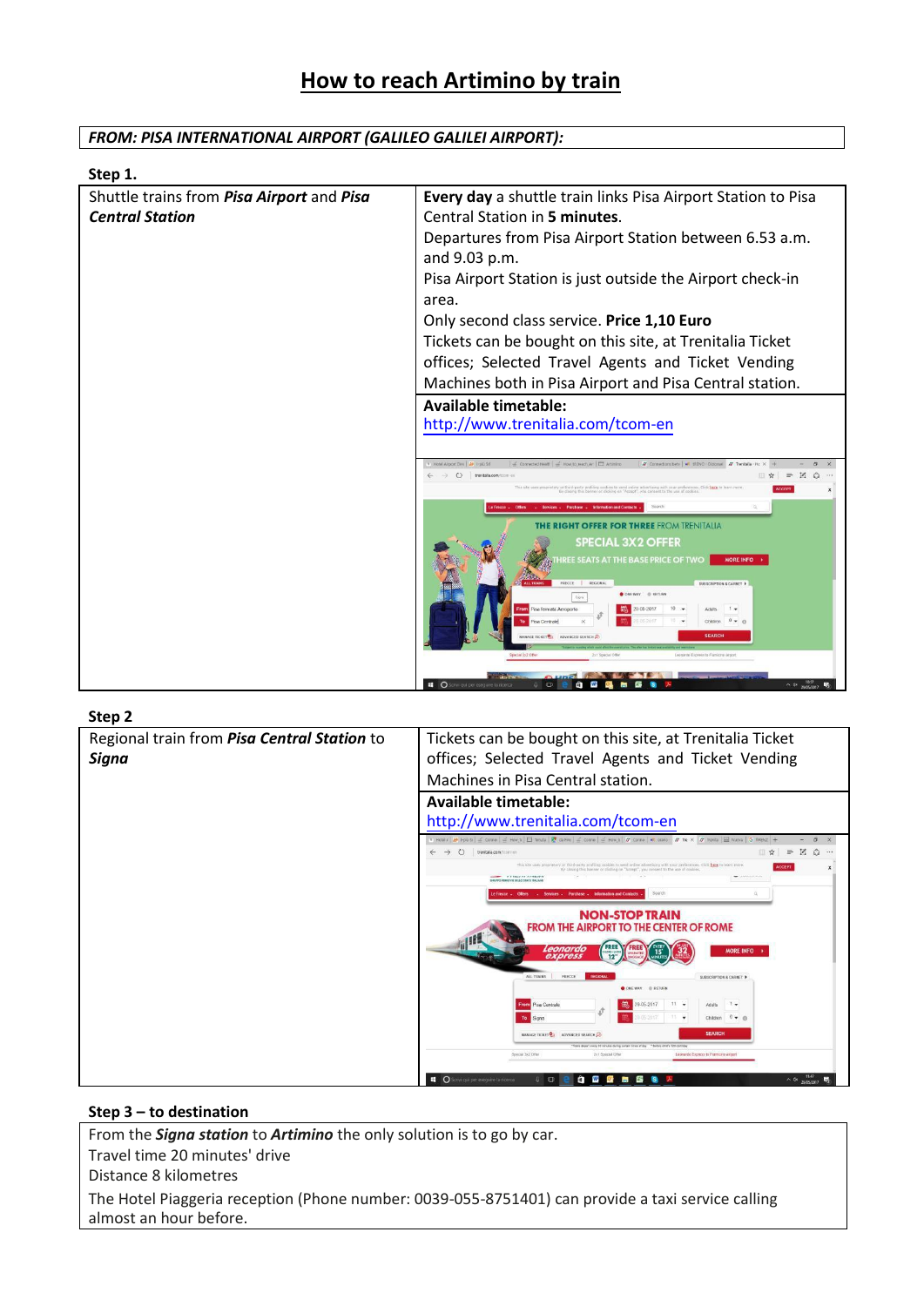# How to reach Artimino by train

**FROM: PISA INTERNATIONAL AIRPORT (GALILEO GALILEI AIRPORT):**

**Step 1.**

| Shuttle trains from ***Pisa Airport*** and ***Pisa Central Station*** | **Every day** a shuttle train links Pisa Airport Station to Pisa Central Station in **5 minutes**.<br>Departures from Pisa Airport Station between 6.53 a.m. and 9.03 p.m.<br>Pisa Airport Station is just outside the Airport check-in area.<br>Only second class service. **Price 1,10 Euro**<br>Tickets can be bought on this site, at Trenitalia Ticket offices; Selected Travel Agents and Ticket Vending Machines both in Pisa Airport and Pisa Central station. |
|---|---|
| | **Available timetable:**<br>http://www.trenitalia.com/tcom-en |

**Step 2**

| Regional train from ***Pisa Central Station*** to ***Signa*** | Tickets can be bought on this site, at Trenitalia Ticket offices; Selected Travel Agents and Ticket Vending Machines in Pisa Central station. |
|---|---|
| | **Available timetable:**<br>http://www.trenitalia.com/tcom-en |

**Step 3 – to destination**

From the ***Signa station*** to ***Artimino*** the only solution is to go by car.
Travel time 20 minutes' drive
Distance 8 kilometres
The Hotel Piaggeria reception (Phone number: 0039-055-8751401) can provide a taxi service calling almost an hour before.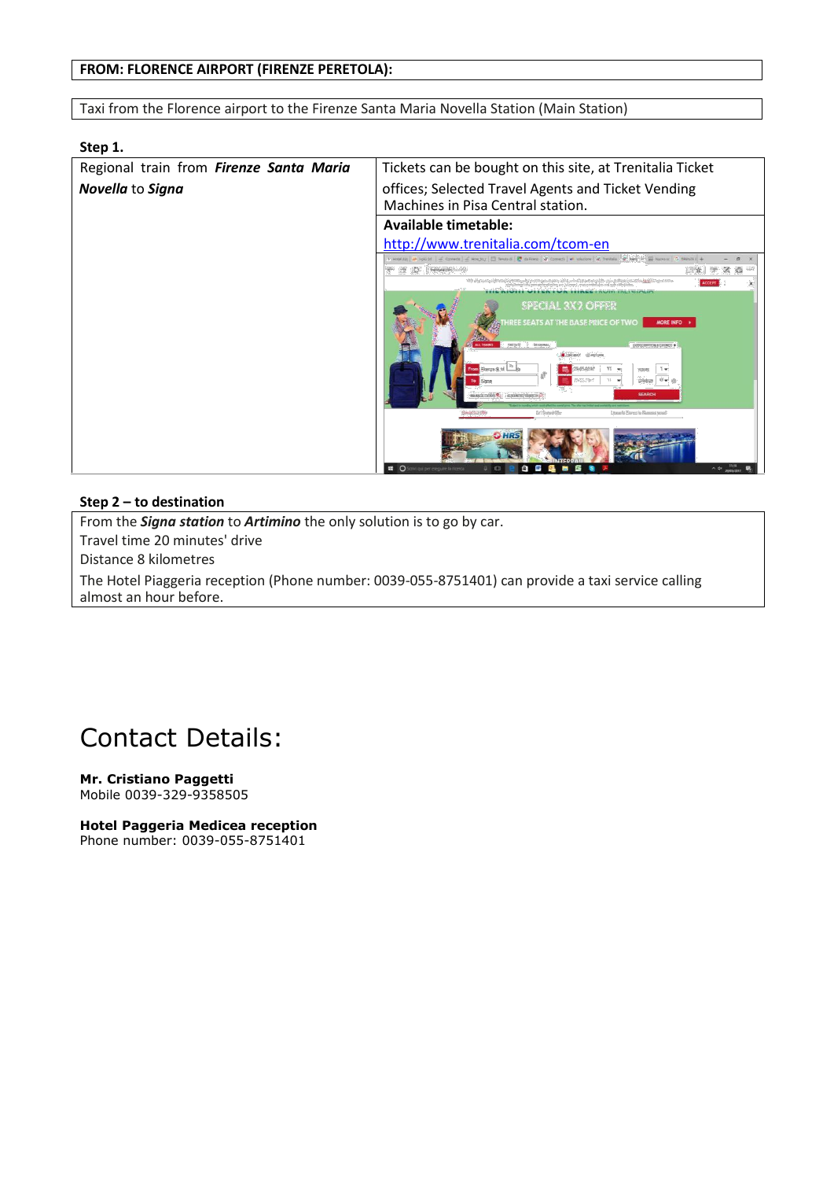**FROM: FLORENCE AIRPORT (FIRENZE PERETOLA):**

Taxi from the Florence airport to the Firenze Santa Maria Novella Station (Main Station)

**Step 1.**

| | |
|---|---|
| Regional train from ***Firenze Santa Maria Novella*** to ***Signa*** | Tickets can be bought on this site, at Trenitalia Ticket offices; Selected Travel Agents and Ticket Vending Machines in Pisa Central station. |
| | **Available timetable:** [http://www.trenitalia.com/tcom-en](http://www.trenitalia.com/tcom-en) |

**Step 2 – to destination**

From the ***Signa station*** to ***Artimino*** the only solution is to go by car.
Travel time 20 minutes' drive
Distance 8 kilometres
The Hotel Piaggeria reception (Phone number: 0039-055-8751401) can provide a taxi service calling almost an hour before.

# Contact Details:

**Mr. Cristiano Paggetti**
Mobile 0039-329-9358505

**Hotel Paggeria Medicea reception**
Phone number: 0039-055-8751401